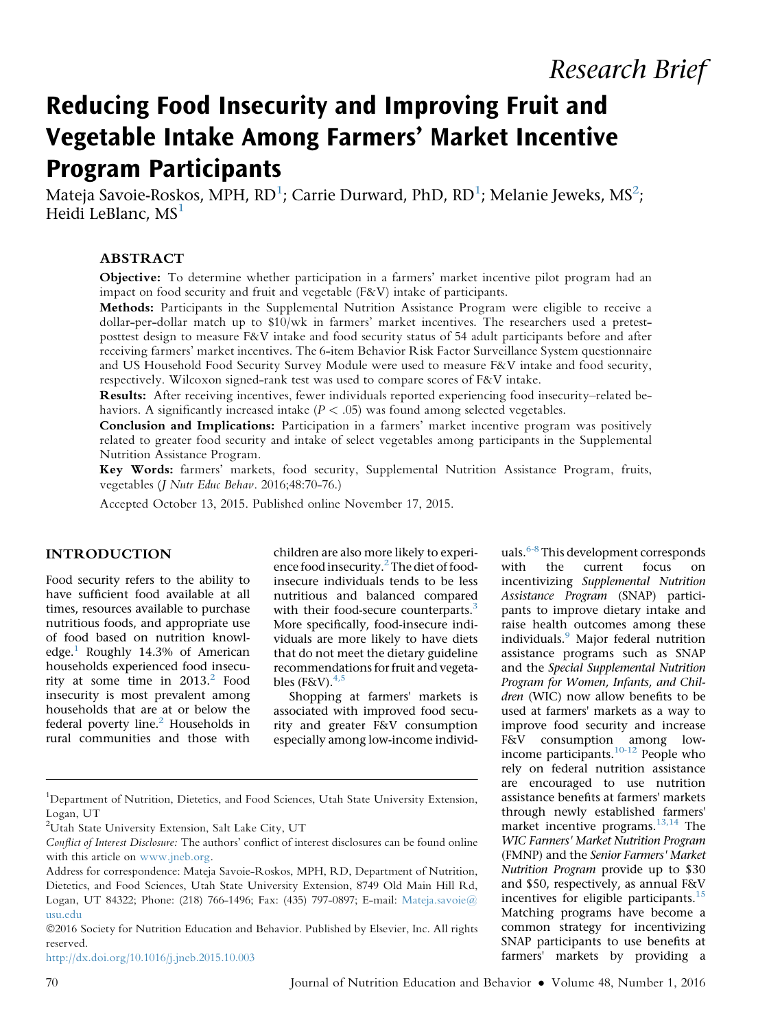Research Brief

# Reducing Food Insecurity and Improving Fruit and Vegetable Intake Among Farmers' Market Incentive Program Participants

Mateja Savoie-Roskos, MPH, RD[1]; Carrie Durward, PhD, RD[1]; Melanie Jeweks, MS[2]; Heidi LeBlanc, MS[1]

## ABSTRACT

**Objective:** To determine whether participation in a farmers' market incentive pilot program had an impact on food security and fruit and vegetable (F&V) intake of participants.

**Methods:** Participants in the Supplemental Nutrition Assistance Program were eligible to receive a dollar-per-dollar match up to $10/wk in farmers' market incentives. The researchers used a pretest-posttest design to measure F&V intake and food security status of 54 adult participants before and after receiving farmers' market incentives. The 6-item Behavior Risk Factor Surveillance System questionnaire and US Household Food Security Survey Module were used to measure F&V intake and food security, respectively. Wilcoxon signed-rank test was used to compare scores of F&V intake.

**Results:** After receiving incentives, fewer individuals reported experiencing food insecurity–related behaviors. A significantly increased intake ($P < .05$) was found among selected vegetables.

**Conclusion and Implications:** Participation in a farmers' market incentive program was positively related to greater food security and intake of select vegetables among participants in the Supplemental Nutrition Assistance Program.

**Key Words:** farmers' markets, food security, Supplemental Nutrition Assistance Program, fruits, vegetables (*J Nutr Educ Behav*. 2016;48:70-76.)

Accepted October 13, 2015. Published online November 17, 2015.

## INTRODUCTION

Food security refers to the ability to have sufficient food available at all times, resources available to purchase nutritious foods, and appropriate use of food based on nutrition knowledge.[1] Roughly 14.3% of American households experienced food insecurity at some time in 2013.[2] Food insecurity is most prevalent among households that are at or below the federal poverty line.[2] Households in rural communities and those with children are also more likely to experience food insecurity.[2] The diet of food-insecure individuals tends to be less nutritious and balanced compared with their food-secure counterparts.[3] More specifically, food-insecure individuals are more likely to have diets that do not meet the dietary guideline recommendations for fruit and vegetables (F&V).[4,5]

Shopping at farmers' markets is associated with improved food security and greater F&V consumption especially among low-income individuals.[6-8] This development corresponds with the current focus on incentivizing *Supplemental Nutrition Assistance Program* (SNAP) participants to improve dietary intake and raise health outcomes among these individuals.[9] Major federal nutrition assistance programs such as SNAP and the *Special Supplemental Nutrition Program for Women, Infants, and Children* (WIC) now allow benefits to be used at farmers' markets as a way to improve food security and increase F&V consumption among low-income participants.[10-12] People who rely on federal nutrition assistance are encouraged to use nutrition assistance benefits at farmers' markets through newly established farmers' market incentive programs.[13,14] The *WIC Farmers' Market Nutrition Program* (FMNP) and the *Senior Farmers' Market Nutrition Program* provide up to $30 and $50, respectively, as annual F&V incentives for eligible participants.[15] Matching programs have become a common strategy for incentivizing SNAP participants to use benefits at farmers' markets by providing a

---

[1]Department of Nutrition, Dietetics, and Food Sciences, Utah State University Extension, Logan, UT

[2]Utah State University Extension, Salt Lake City, UT

*Conflict of Interest Disclosure:* The authors' conflict of interest disclosures can be found online with this article on www.jneb.org.

Address for correspondence: Mateja Savoie-Roskos, MPH, RD, Department of Nutrition, Dietetics, and Food Sciences, Utah State University Extension, 8749 Old Main Hill Rd, Logan, UT 84322; Phone: (218) 766-1496; Fax: (435) 797-0897; E-mail: Mateja.savoie@usu.edu

©2016 Society for Nutrition Education and Behavior. Published by Elsevier, Inc. All rights reserved.

http://dx.doi.org/10.1016/j.jneb.2015.10.003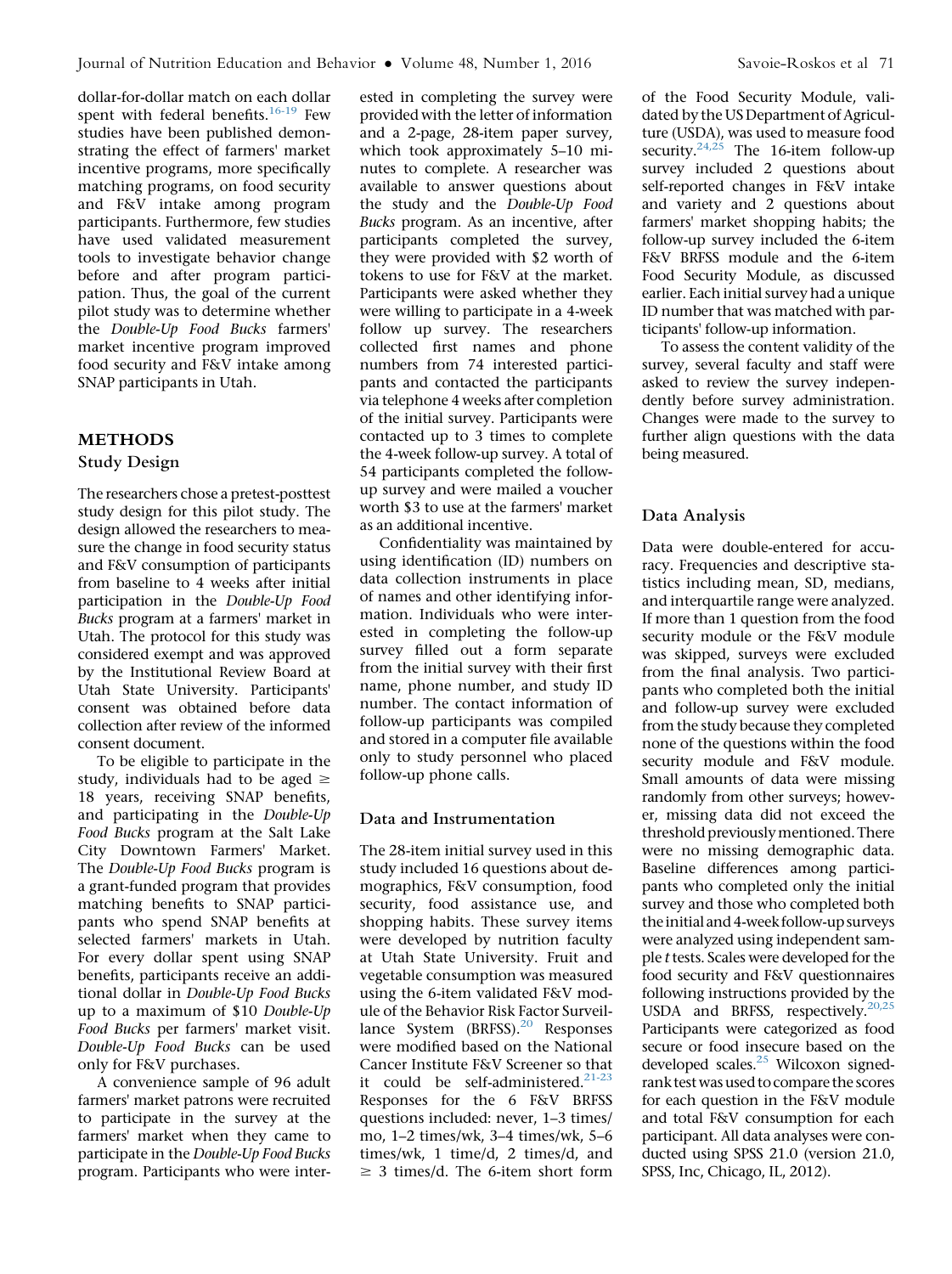dollar-for-dollar match on each dollar spent with federal benefits.[16-19] Few studies have been published demonstrating the effect of farmers' market incentive programs, more specifically matching programs, on food security and F&V intake among program participants. Furthermore, few studies have used validated measurement tools to investigate behavior change before and after program participation. Thus, the goal of the current pilot study was to determine whether the *Double-Up Food Bucks* farmers' market incentive program improved food security and F&V intake among SNAP participants in Utah.

## METHODS

### Study Design

The researchers chose a pretest-posttest study design for this pilot study. The design allowed the researchers to measure the change in food security status and F&V consumption of participants from baseline to 4 weeks after initial participation in the *Double-Up Food Bucks* program at a farmers' market in Utah. The protocol for this study was considered exempt and was approved by the Institutional Review Board at Utah State University. Participants' consent was obtained before data collection after review of the informed consent document.

To be eligible to participate in the study, individuals had to be aged $\geq$ 18 years, receiving SNAP benefits, and participating in the *Double-Up Food Bucks* program at the Salt Lake City Downtown Farmers' Market. The *Double-Up Food Bucks* program is a grant-funded program that provides matching benefits to SNAP participants who spend SNAP benefits at selected farmers' markets in Utah. For every dollar spent using SNAP benefits, participants receive an additional dollar in *Double-Up Food Bucks* up to a maximum of \$10 *Double-Up Food Bucks* per farmers' market visit. *Double-Up Food Bucks* can be used only for F&V purchases.

A convenience sample of 96 adult farmers' market patrons were recruited to participate in the survey at the farmers' market when they came to participate in the *Double-Up Food Bucks* program. Participants who were interested in completing the survey were provided with the letter of information and a 2-page, 28-item paper survey, which took approximately 5–10 minutes to complete. A researcher was available to answer questions about the study and the *Double-Up Food Bucks* program. As an incentive, after participants completed the survey, they were provided with \$2 worth of tokens to use for F&V at the market. Participants were asked whether they were willing to participate in a 4-week follow up survey. The researchers collected first names and phone numbers from 74 interested participants and contacted the participants via telephone 4 weeks after completion of the initial survey. Participants were contacted up to 3 times to complete the 4-week follow-up survey. A total of 54 participants completed the follow-up survey and were mailed a voucher worth \$3 to use at the farmers' market as an additional incentive.

Confidentiality was maintained by using identification (ID) numbers on data collection instruments in place of names and other identifying information. Individuals who were interested in completing the follow-up survey filled out a form separate from the initial survey with their first name, phone number, and study ID number. The contact information of follow-up participants was compiled and stored in a computer file available only to study personnel who placed follow-up phone calls.

### Data and Instrumentation

The 28-item initial survey used in this study included 16 questions about demographics, F&V consumption, food security, food assistance use, and shopping habits. These survey items were developed by nutrition faculty at Utah State University. Fruit and vegetable consumption was measured using the 6-item validated F&V module of the Behavior Risk Factor Surveillance System (BRFSS).[20] Responses were modified based on the National Cancer Institute F&V Screener so that it could be self-administered.[21-23] Responses for the 6 F&V BRFSS questions included: never, 1–3 times/mo, 1–2 times/wk, 3–4 times/wk, 5–6 times/wk, 1 time/d, 2 times/d, and $\geq$ 3 times/d. The 6-item short form of the Food Security Module, validated by the US Department of Agriculture (USDA), was used to measure food security.[24,25] The 16-item follow-up survey included 2 questions about self-reported changes in F&V intake and variety and 2 questions about farmers' market shopping habits; the follow-up survey included the 6-item F&V BRFSS module and the 6-item Food Security Module, as discussed earlier. Each initial survey had a unique ID number that was matched with participants' follow-up information.

To assess the content validity of the survey, several faculty and staff were asked to review the survey independently before survey administration. Changes were made to the survey to further align questions with the data being measured.

### Data Analysis

Data were double-entered for accuracy. Frequencies and descriptive statistics including mean, SD, medians, and interquartile range were analyzed. If more than 1 question from the food security module or the F&V module was skipped, surveys were excluded from the final analysis. Two participants who completed both the initial and follow-up survey were excluded from the study because they completed none of the questions within the food security module and F&V module. Small amounts of data were missing randomly from other surveys; however, missing data did not exceed the threshold previously mentioned. There were no missing demographic data. Baseline differences among participants who completed only the initial survey and those who completed both the initial and 4-week follow-up surveys were analyzed using independent sample *t* tests. Scales were developed for the food security and F&V questionnaires following instructions provided by the USDA and BRFSS, respectively.[20,25] Participants were categorized as food secure or food insecure based on the developed scales.[25] Wilcoxon signed-rank test was used to compare the scores for each question in the F&V module and total F&V consumption for each participant. All data analyses were conducted using SPSS 21.0 (version 21.0, SPSS, Inc, Chicago, IL, 2012).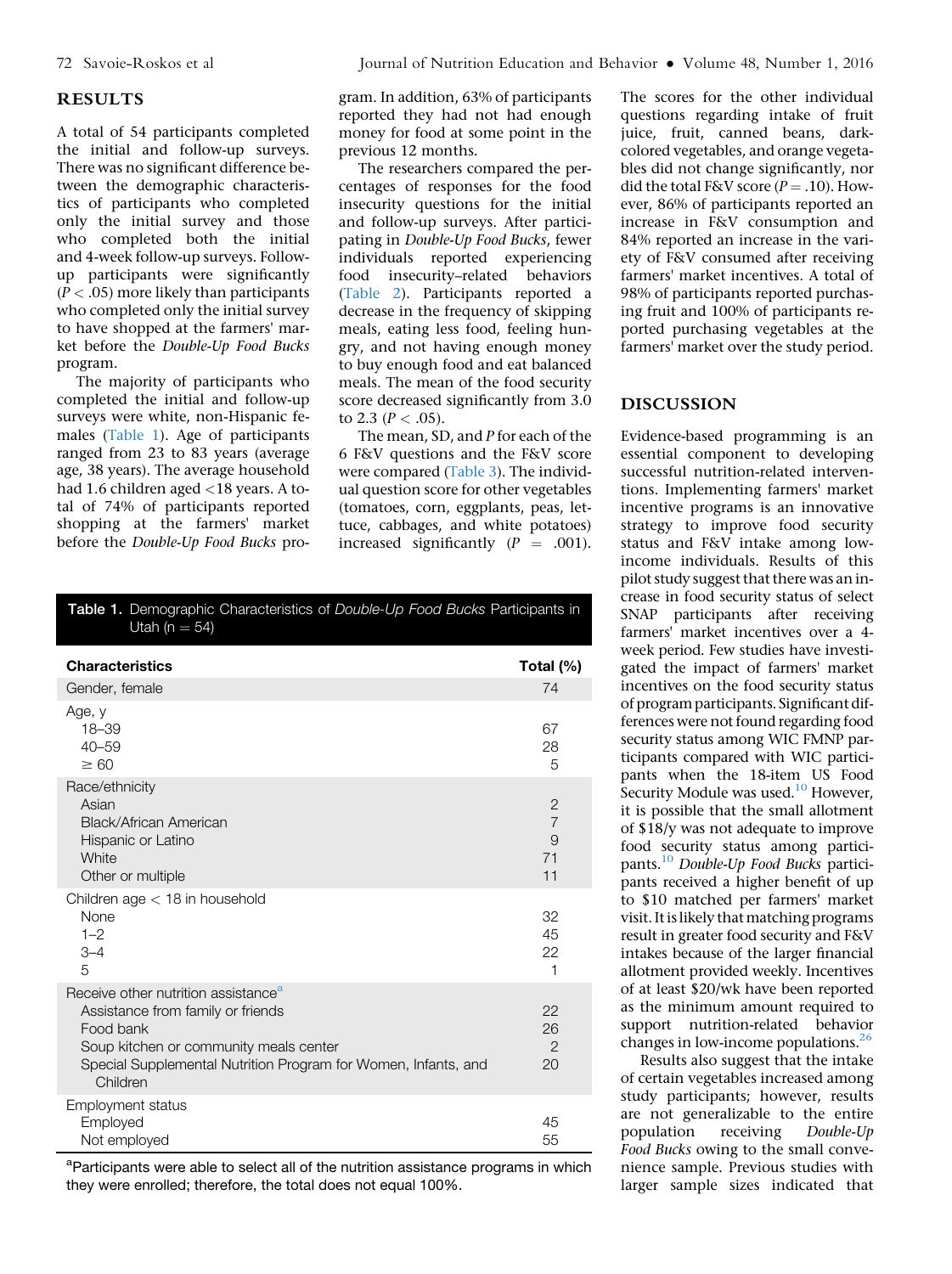## RESULTS

A total of 54 participants completed the initial and follow-up surveys. There was no significant difference between the demographic characteristics of participants who completed only the initial survey and those who completed both the initial and 4-week follow-up surveys. Follow-up participants were significantly ($P < .05$) more likely than participants who completed only the initial survey to have shopped at the farmers' market before the *Double-Up Food Bucks* program.

The majority of participants who completed the initial and follow-up surveys were white, non-Hispanic females (Table 1). Age of participants ranged from 23 to 83 years (average age, 38 years). The average household had 1.6 children aged <18 years. A total of 74% of participants reported shopping at the farmers' market before the *Double-Up Food Bucks* program. In addition, 63% of participants reported they had not had enough money for food at some point in the previous 12 months.

The researchers compared the percentages of responses for the food insecurity questions for the initial and follow-up surveys. After participating in *Double-Up Food Bucks*, fewer individuals reported experiencing food insecurity–related behaviors (Table 2). Participants reported a decrease in the frequency of skipping meals, eating less food, feeling hungry, and not having enough money to buy enough food and eat balanced meals. The mean of the food security score decreased significantly from 3.0 to 2.3 ($P < .05$).

The mean, SD, and *P* for each of the 6 F&V questions and the F&V score were compared (Table 3). The individual question score for other vegetables (tomatoes, corn, eggplants, peas, lettuce, cabbages, and white potatoes) increased significantly ($P = .001$). The scores for the other individual questions regarding intake of fruit juice, fruit, canned beans, dark-colored vegetables, and orange vegetables did not change significantly, nor did the total F&V score ($P = .10$). However, 86% of participants reported an increase in F&V consumption and 84% reported an increase in the variety of F&V consumed after receiving farmers' market incentives. A total of 98% of participants reported purchasing fruit and 100% of participants reported purchasing vegetables at the farmers' market over the study period.

**Table 1.** Demographic Characteristics of *Double-Up Food Bucks* Participants in Utah (n = 54)

| Characteristics | Total (%) |
|---|---|
| Gender, female | 74 |
| Age, y | |
| 18–39 | 67 |
| 40–59 | 28 |
| ≥ 60 | 5 |
| Race/ethnicity | |
| Asian | 2 |
| Black/African American | 7 |
| Hispanic or Latino | 9 |
| White | 71 |
| Other or multiple | 11 |
| Children age < 18 in household | |
| None | 32 |
| 1–2 | 45 |
| 3–4 | 22 |
| 5 | 1 |
| Receive other nutrition assistance[a] | |
| Assistance from family or friends | 22 |
| Food bank | 26 |
| Soup kitchen or community meals center | 2 |
| Special Supplemental Nutrition Program for Women, Infants, and Children | 20 |
| Employment status | |
| Employed | 45 |
| Not employed | 55 |

[a]Participants were able to select all of the nutrition assistance programs in which they were enrolled; therefore, the total does not equal 100%.

## DISCUSSION

Evidence-based programming is an essential component to developing successful nutrition-related interventions. Implementing farmers' market incentive programs is an innovative strategy to improve food security status and F&V intake among low-income individuals. Results of this pilot study suggest that there was an increase in food security status of select SNAP participants after receiving farmers' market incentives over a 4-week period. Few studies have investigated the impact of farmers' market incentives on the food security status of program participants. Significant differences were not found regarding food security status among WIC FMNP participants compared with WIC participants when the 18-item US Food Security Module was used.[10] However, it is possible that the small allotment of $18/y was not adequate to improve food security status among participants.[10] *Double-Up Food Bucks* participants received a higher benefit of up to $10 matched per farmers' market visit. It is likely that matching programs result in greater food security and F&V intakes because of the larger financial allotment provided weekly. Incentives of at least $20/wk have been reported as the minimum amount required to support nutrition-related behavior changes in low-income populations.[26]

Results also suggest that the intake of certain vegetables increased among study participants; however, results are not generalizable to the entire population receiving *Double-Up Food Bucks* owing to the small convenience sample. Previous studies with larger sample sizes indicated that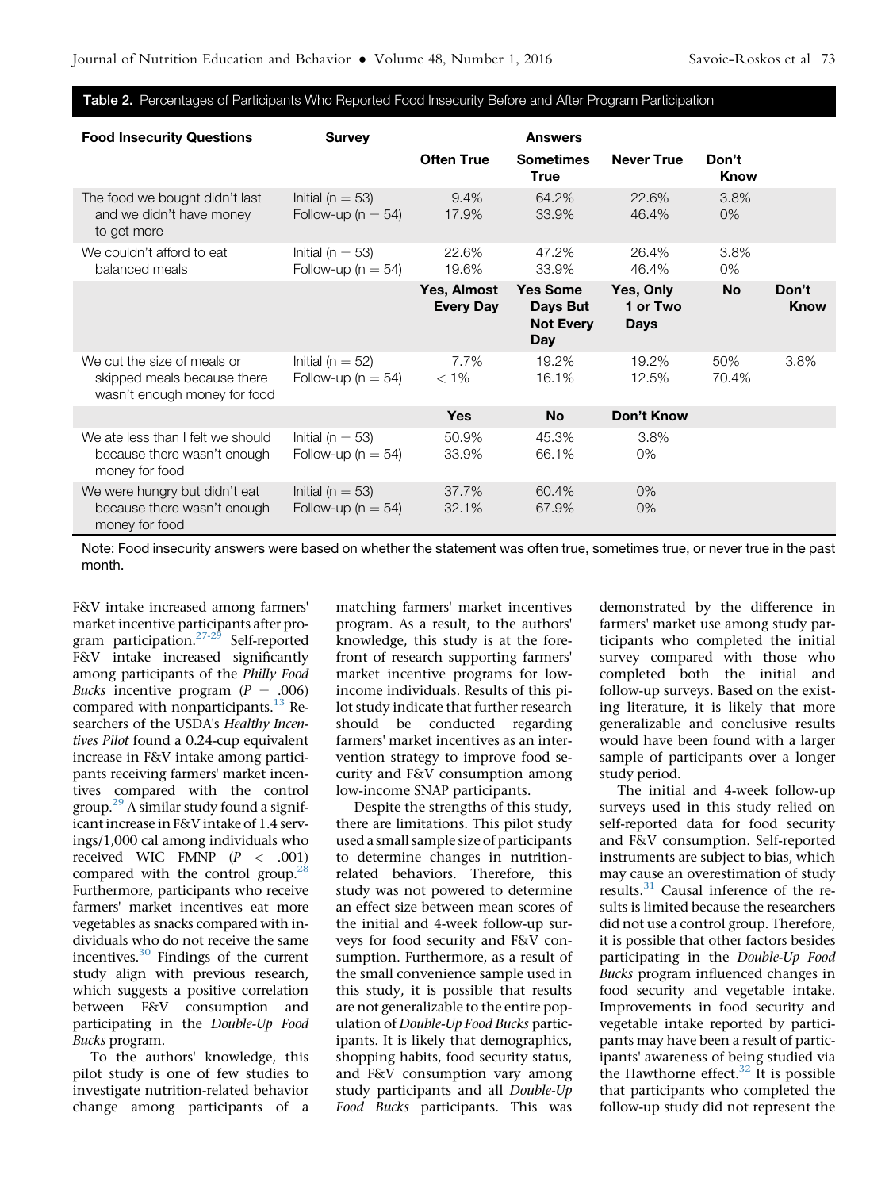**Table 2.** Percentages of Participants Who Reported Food Insecurity Before and After Program Participation

| Food Insecurity Questions | Survey | Answers | | | | |
|---|---|---|---|---|---|---|
| | | Often True | Sometimes True | Never True | Don't Know | |
| The food we bought didn't last and we didn't have money to get more | Initial (n = 53)<br>Follow-up (n = 54) | 9.4%<br>17.9% | 64.2%<br>33.9% | 22.6%<br>46.4% | 3.8%<br>0% | |
| We couldn't afford to eat balanced meals | Initial (n = 53)<br>Follow-up (n = 54) | 22.6%<br>19.6% | 47.2%<br>33.9% | 26.4%<br>46.4% | 3.8%<br>0% | |
| | | Yes, Almost Every Day | Yes Some Days But Not Every Day | Yes, Only 1 or Two Days | No | Don't Know |
| We cut the size of meals or skipped meals because there wasn't enough money for food | Initial (n = 52)<br>Follow-up (n = 54) | 7.7%<br>< 1% | 19.2%<br>16.1% | 19.2%<br>12.5% | 50%<br>70.4% | 3.8% |
| | | Yes | No | Don't Know | | |
| We ate less than I felt we should because there wasn't enough money for food | Initial (n = 53)<br>Follow-up (n = 54) | 50.9%<br>33.9% | 45.3%<br>66.1% | 3.8%<br>0% | | |
| We were hungry but didn't eat because there wasn't enough money for food | Initial (n = 53)<br>Follow-up (n = 54) | 37.7%<br>32.1% | 60.4%<br>67.9% | 0%<br>0% | | |

Note: Food insecurity answers were based on whether the statement was often true, sometimes true, or never true in the past month.

F&V intake increased among farmers' market incentive participants after program participation.[27-29] Self-reported F&V intake increased significantly among participants of the *Philly Food Bucks* incentive program ($P = .006$) compared with nonparticipants.[13] Researchers of the USDA's *Healthy Incentives Pilot* found a 0.24-cup equivalent increase in F&V intake among participants receiving farmers' market incentives compared with the control group.[29] A similar study found a significant increase in F&V intake of 1.4 servings/1,000 cal among individuals who received WIC FMNP ($P < .001$) compared with the control group.[28] Furthermore, participants who receive farmers' market incentives eat more vegetables as snacks compared with individuals who do not receive the same incentives.[30] Findings of the current study align with previous research, which suggests a positive correlation between F&V consumption and participating in the *Double-Up Food Bucks* program.

To the authors' knowledge, this pilot study is one of few studies to investigate nutrition-related behavior change among participants of a matching farmers' market incentives program. As a result, to the authors' knowledge, this study is at the forefront of research supporting farmers' market incentive programs for low-income individuals. Results of this pilot study indicate that further research should be conducted regarding farmers' market incentives as an intervention strategy to improve food security and F&V consumption among low-income SNAP participants.

Despite the strengths of this study, there are limitations. This pilot study used a small sample size of participants to determine changes in nutrition-related behaviors. Therefore, this study was not powered to determine an effect size between mean scores of the initial and 4-week follow-up surveys for food security and F&V consumption. Furthermore, as a result of the small convenience sample used in this study, it is possible that results are not generalizable to the entire population of *Double-Up Food Bucks* participants. It is likely that demographics, shopping habits, food security status, and F&V consumption vary among study participants and all *Double-Up Food Bucks* participants. This was demonstrated by the difference in farmers' market use among study participants who completed the initial survey compared with those who completed both the initial and follow-up surveys. Based on the existing literature, it is likely that more generalizable and conclusive results would have been found with a larger sample of participants over a longer study period.

The initial and 4-week follow-up surveys used in this study relied on self-reported data for food security and F&V consumption. Self-reported instruments are subject to bias, which may cause an overestimation of study results.[31] Causal inference of the results is limited because the researchers did not use a control group. Therefore, it is possible that other factors besides participating in the *Double-Up Food Bucks* program influenced changes in food security and vegetable intake. Improvements in food security and vegetable intake reported by participants may have been a result of participants' awareness of being studied via the Hawthorne effect.[32] It is possible that participants who completed the follow-up study did not represent the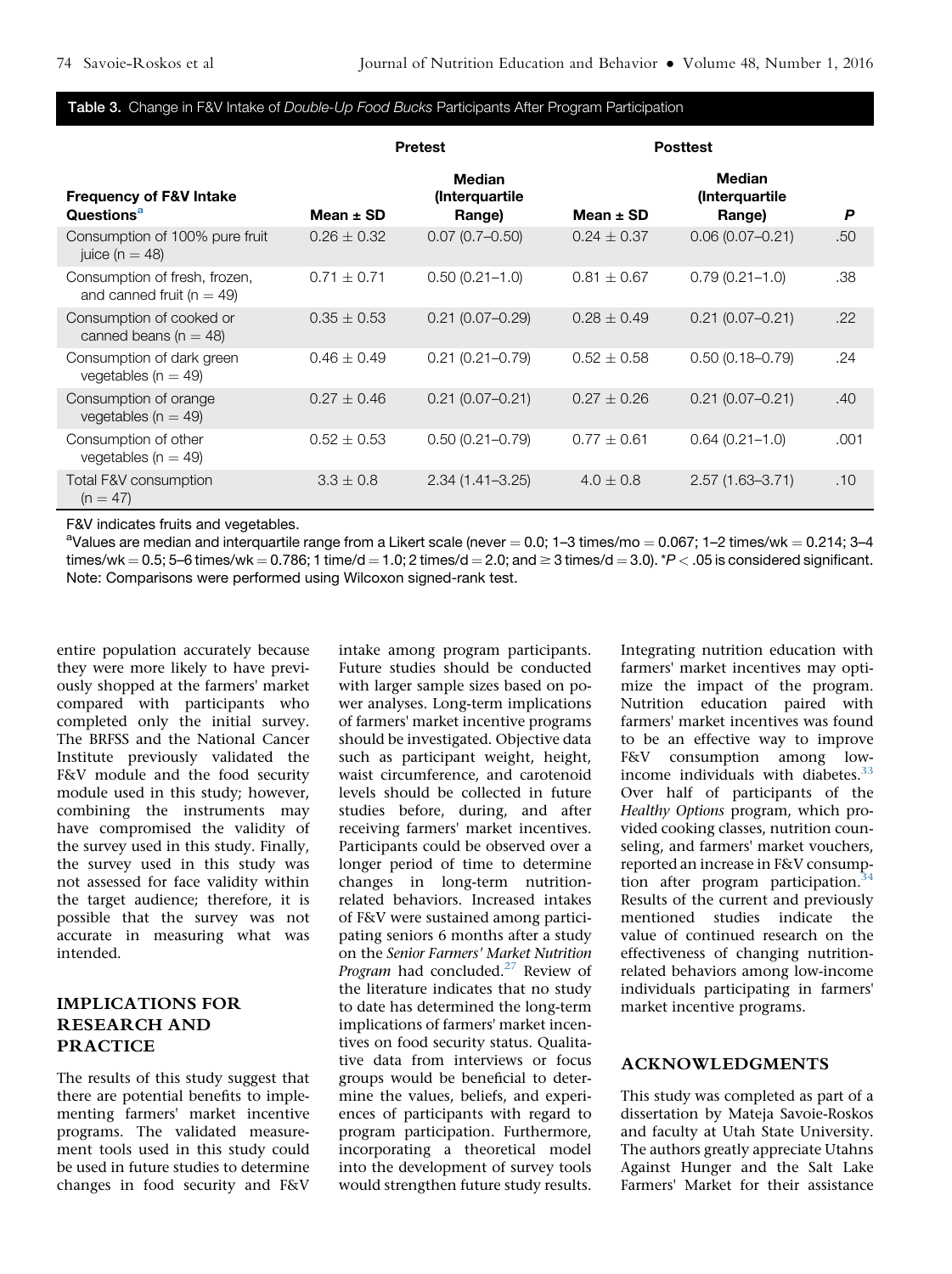**Table 3.** Change in F&V Intake of *Double-Up Food Bucks* Participants After Program Participation

| Frequency of F&V Intake Questions[a] | Pretest | | Posttest | | P |
|---|---|---|---|---|---|
| | Mean ± SD | Median (Interquartile Range) | Mean ± SD | Median (Interquartile Range) | |
| Consumption of 100% pure fruit juice (n = 48) | 0.26 ± 0.32 | 0.07 (0.7–0.50) | 0.24 ± 0.37 | 0.06 (0.07–0.21) | .50 |
| Consumption of fresh, frozen, and canned fruit (n = 49) | 0.71 ± 0.71 | 0.50 (0.21–1.0) | 0.81 ± 0.67 | 0.79 (0.21–1.0) | .38 |
| Consumption of cooked or canned beans (n = 48) | 0.35 ± 0.53 | 0.21 (0.07–0.29) | 0.28 ± 0.49 | 0.21 (0.07–0.21) | .22 |
| Consumption of dark green vegetables (n = 49) | 0.46 ± 0.49 | 0.21 (0.21–0.79) | 0.52 ± 0.58 | 0.50 (0.18–0.79) | .24 |
| Consumption of orange vegetables (n = 49) | 0.27 ± 0.46 | 0.21 (0.07–0.21) | 0.27 ± 0.26 | 0.21 (0.07–0.21) | .40 |
| Consumption of other vegetables (n = 49) | 0.52 ± 0.53 | 0.50 (0.21–0.79) | 0.77 ± 0.61 | 0.64 (0.21–1.0) | .001 |
| Total F&V consumption (n = 47) | 3.3 ± 0.8 | 2.34 (1.41–3.25) | 4.0 ± 0.8 | 2.57 (1.63–3.71) | .10 |

F&V indicates fruits and vegetables.

[a]Values are median and interquartile range from a Likert scale (never = 0.0; 1–3 times/mo = 0.067; 1–2 times/wk = 0.214; 3–4 times/wk = 0.5; 5–6 times/wk = 0.786; 1 time/d = 1.0; 2 times/d = 2.0; and ≥ 3 times/d = 3.0). *$P < .05$ is considered significant.
Note: Comparisons were performed using Wilcoxon signed-rank test.

entire population accurately because they were more likely to have previously shopped at the farmers' market compared with participants who completed only the initial survey. The BRFSS and the National Cancer Institute previously validated the F&V module and the food security module used in this study; however, combining the instruments may have compromised the validity of the survey used in this study. Finally, the survey used in this study was not assessed for face validity within the target audience; therefore, it is possible that the survey was not accurate in measuring what was intended.

## IMPLICATIONS FOR RESEARCH AND PRACTICE

The results of this study suggest that there are potential benefits to implementing farmers' market incentive programs. The validated measurement tools used in this study could be used in future studies to determine changes in food security and F&V intake among program participants. Future studies should be conducted with larger sample sizes based on power analyses. Long-term implications of farmers' market incentive programs should be investigated. Objective data such as participant weight, height, waist circumference, and carotenoid levels should be collected in future studies before, during, and after receiving farmers' market incentives. Participants could be observed over a longer period of time to determine changes in long-term nutrition-related behaviors. Increased intakes of F&V were sustained among participating seniors 6 months after a study on the *Senior Farmers' Market Nutrition Program* had concluded.[27] Review of the literature indicates that no study to date has determined the long-term implications of farmers' market incentives on food security status. Qualitative data from interviews or focus groups would be beneficial to determine the values, beliefs, and experiences of participants with regard to program participation. Furthermore, incorporating a theoretical model into the development of survey tools would strengthen future study results. Integrating nutrition education with farmers' market incentives may optimize the impact of the program. Nutrition education paired with farmers' market incentives was found to be an effective way to improve F&V consumption among low-income individuals with diabetes.[33] Over half of participants of the *Healthy Options* program, which provided cooking classes, nutrition counseling, and farmers' market vouchers, reported an increase in F&V consumption after program participation.[34] Results of the current and previously mentioned studies indicate the value of continued research on the effectiveness of changing nutrition-related behaviors among low-income individuals participating in farmers' market incentive programs.

## ACKNOWLEDGMENTS

This study was completed as part of a dissertation by Mateja Savoie-Roskos and faculty at Utah State University. The authors greatly appreciate Utahns Against Hunger and the Salt Lake Farmers' Market for their assistance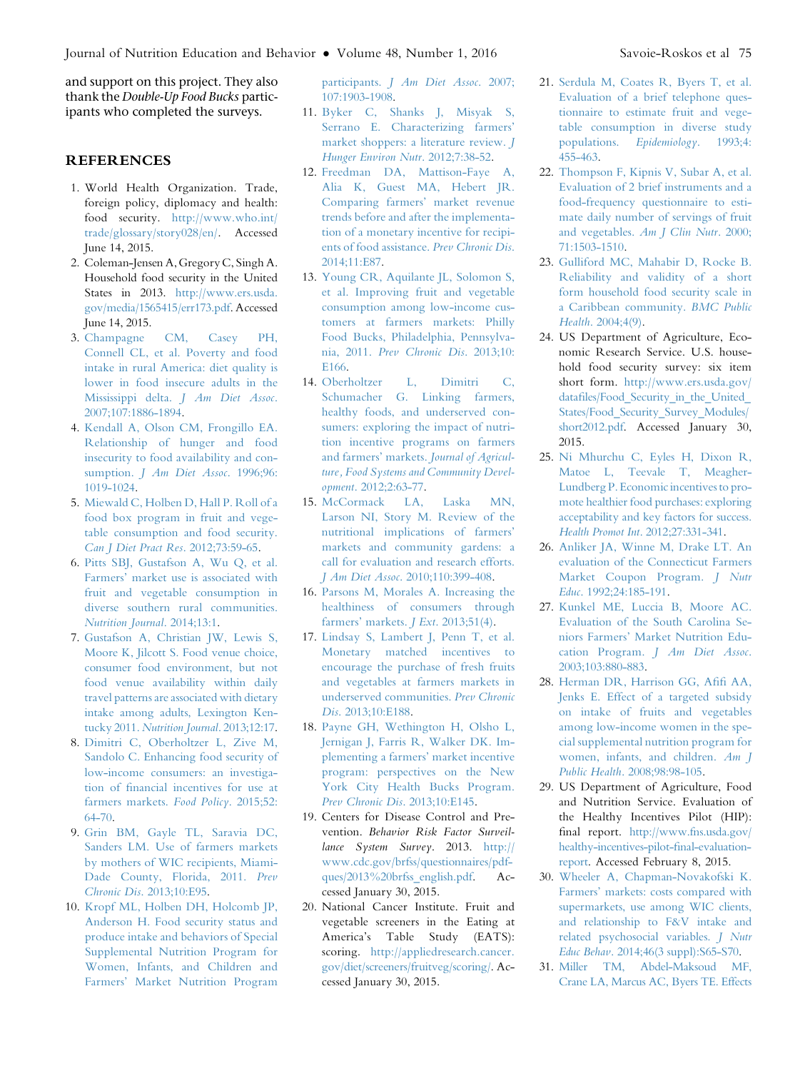and support on this project. They also thank the *Double-Up Food Bucks* participants who completed the surveys.

## REFERENCES

1. World Health Organization. Trade, foreign policy, diplomacy and health: food security. http://www.who.int/trade/glossary/story028/en/. Accessed June 14, 2015.
2. Coleman-Jensen A, Gregory C, Singh A. Household food security in the United States in 2013. http://www.ers.usda.gov/media/1565415/err173.pdf. Accessed June 14, 2015.
3. Champagne CM, Casey PH, Connell CL, et al. Poverty and food intake in rural America: diet quality is lower in food insecure adults in the Mississippi delta. *J Am Diet Assoc*. 2007;107:1886-1894.
4. Kendall A, Olson CM, Frongillo EA. Relationship of hunger and food insecurity to food availability and consumption. *J Am Diet Assoc*. 1996;96:1019-1024.
5. Miewald C, Holben D, Hall P. Roll of a food box program in fruit and vegetable consumption and food security. *Can J Diet Pract Res*. 2012;73:59-65.
6. Pitts SBJ, Gustafson A, Wu Q, et al. Farmers' market use is associated with fruit and vegetable consumption in diverse southern rural communities. *Nutrition Journal*. 2014;13:1.
7. Gustafson A, Christian JW, Lewis S, Moore K, Jilcott S. Food venue choice, consumer food environment, but not food venue availability within daily travel patterns are associated with dietary intake among adults, Lexington Kentucky 2011. *Nutrition Journal*. 2013;12:17.
8. Dimitri C, Oberholtzer L, Zive M, Sandolo C. Enhancing food security of low-income consumers: an investigation of financial incentives for use at farmers markets. *Food Policy*. 2015;52:64-70.
9. Grin BM, Gayle TL, Saravia DC, Sanders LM. Use of farmers markets by mothers of WIC recipients, Miami-Dade County, Florida, 2011. *Prev Chronic Dis*. 2013;10:E95.
10. Kropf ML, Holben DH, Holcomb JP, Anderson H. Food security status and produce intake and behaviors of Special Supplemental Nutrition Program for Women, Infants, and Children and Farmers' Market Nutrition Program participants. *J Am Diet Assoc*. 2007;107:1903-1908.
11. Byker C, Shanks J, Misyak S, Serrano E. Characterizing farmers' market shoppers: a literature review. *J Hunger Environ Nutr*. 2012;7:38-52.
12. Freedman DA, Mattison-Faye A, Alia K, Guest MA, Hebert JR. Comparing farmers' market revenue trends before and after the implementation of a monetary incentive for recipients of food assistance. *Prev Chronic Dis*. 2014;11:E87.
13. Young CR, Aquilante JL, Solomon S, et al. Improving fruit and vegetable consumption among low-income customers at farmers markets: Philly Food Bucks, Philadelphia, Pennsylvania, 2011. *Prev Chronic Dis*. 2013;10:E166.
14. Oberholtzer L, Dimitri C, Schumacher G. Linking farmers, healthy foods, and underserved consumers: exploring the impact of nutrition incentive programs on farmers and farmers' markets. *Journal of Agriculture, Food Systems and Community Development*. 2012;2:63-77.
15. McCormack LA, Laska MN, Larson NI, Story M. Review of the nutritional implications of farmers' markets and community gardens: a call for evaluation and research efforts. *J Am Diet Assoc*. 2010;110:399-408.
16. Parsons M, Morales A. Increasing the healthiness of consumers through farmers' markets. *J Ext*. 2013;51(4).
17. Lindsay S, Lambert J, Penn T, et al. Monetary matched incentives to encourage the purchase of fresh fruits and vegetables at farmers markets in underserved communities. *Prev Chronic Dis*. 2013;10:E188.
18. Payne GH, Wethington H, Olsho L, Jernigan J, Farris R, Walker DK. Implementing a farmers' market incentive program: perspectives on the New York City Health Bucks Program. *Prev Chronic Dis*. 2013;10:E145.
19. Centers for Disease Control and Prevention. *Behavior Risk Factor Surveillance System Survey*. 2013. http://www.cdc.gov/brfss/questionnaires/pdf-ques/2013%20brfss_english.pdf. Accessed January 30, 2015.
20. National Cancer Institute. Fruit and vegetable screeners in the Eating at America's Table Study (EATS): scoring. http://appliedresearch.cancer.gov/diet/screeners/fruitveg/scoring/. Accessed January 30, 2015.
21. Serdula M, Coates R, Byers T, et al. Evaluation of a brief telephone questionnaire to estimate fruit and vegetable consumption in diverse study populations. *Epidemiology*. 1993;4:455-463.
22. Thompson F, Kipnis V, Subar A, et al. Evaluation of 2 brief instruments and a food-frequency questionnaire to estimate daily number of servings of fruit and vegetables. *Am J Clin Nutr*. 2000;71:1503-1510.
23. Gulliford MC, Mahabir D, Rocke B. Reliability and validity of a short form household food security scale in a Caribbean community. *BMC Public Health*. 2004;4(9).
24. US Department of Agriculture, Economic Research Service. U.S. household food security survey: six item short form. http://www.ers.usda.gov/datafiles/Food_Security_in_the_United_States/Food_Security_Survey_Modules/short2012.pdf. Accessed January 30, 2015.
25. Ni Mhurchu C, Eyles H, Dixon R, Matoe L, Teevale T, Meagher-Lundberg P. Economic incentives to promote healthier food purchases: exploring acceptability and key factors for success. *Health Promot Int*. 2012;27:331-341.
26. Anliker JA, Winne M, Drake LT. An evaluation of the Connecticut Farmers Market Coupon Program. *J Nutr Educ*. 1992;24:185-191.
27. Kunkel ME, Luccia B, Moore AC. Evaluation of the South Carolina Seniors Farmers' Market Nutrition Education Program. *J Am Diet Assoc*. 2003;103:880-883.
28. Herman DR, Harrison GG, Afifi AA, Jenks E. Effect of a targeted subsidy on intake of fruits and vegetables among low-income women in the special supplemental nutrition program for women, infants, and children. *Am J Public Health*. 2008;98:98-105.
29. US Department of Agriculture, Food and Nutrition Service. Evaluation of the Healthy Incentives Pilot (HIP): final report. http://www.fns.usda.gov/healthy-incentives-pilot-final-evaluation-report. Accessed February 8, 2015.
30. Wheeler A, Chapman-Novakofski K. Farmers' markets: costs compared with supermarkets, use among WIC clients, and relationship to F&V intake and related psychosocial variables. *J Nutr Educ Behav*. 2014;46(3 suppl):S65-S70.
31. Miller TM, Abdel-Maksoud MF, Crane LA, Marcus AC, Byers TE. Effects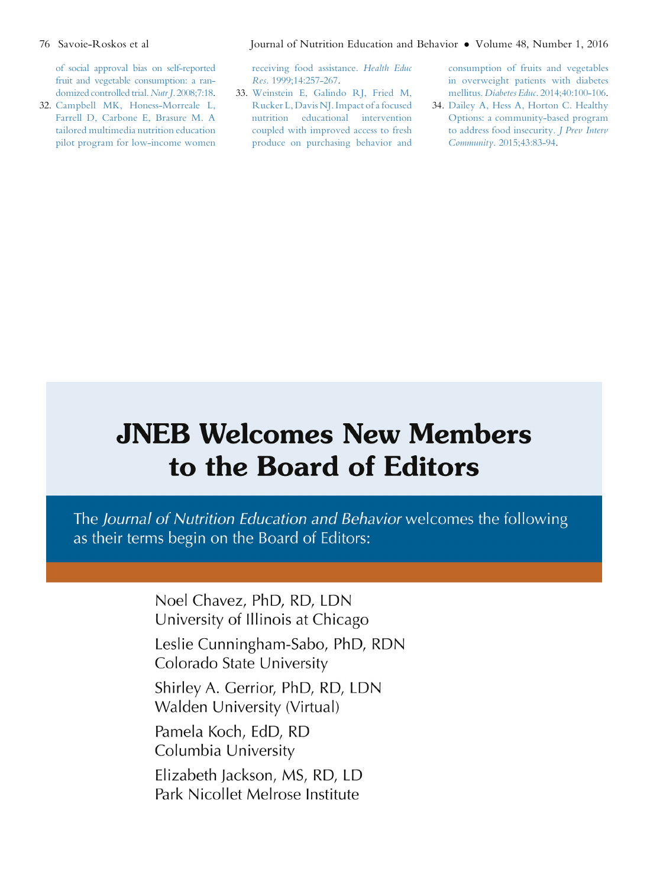of social approval bias on self-reported fruit and vegetable consumption: a randomized controlled trial. *Nutr J*. 2008;7:18.

32. Campbell MK, Honess-Morreale L, Farrell D, Carbone E, Brasure M. A tailored multimedia nutrition education pilot program for low-income women receiving food assistance. *Health Educ Res*. 1999;14:257-267.
33. Weinstein E, Galindo RJ, Fried M, Rucker L, Davis NJ. Impact of a focused nutrition educational intervention coupled with improved access to fresh produce on purchasing behavior and consumption of fruits and vegetables in overweight patients with diabetes mellitus. *Diabetes Educ*. 2014;40:100-106.
34. Dailey A, Hess A, Horton C. Healthy Options: a community-based program to address food insecurity. *J Prev Interv Community*. 2015;43:83-94.

# JNEB Welcomes New Members to the Board of Editors

The *Journal of Nutrition Education and Behavior* welcomes the following as their terms begin on the Board of Editors:

Noel Chavez, PhD, RD, LDN
University of Illinois at Chicago

Leslie Cunningham-Sabo, PhD, RDN
Colorado State University

Shirley A. Gerrior, PhD, RD, LDN
Walden University (Virtual)

Pamela Koch, EdD, RD
Columbia University

Elizabeth Jackson, MS, RD, LD
Park Nicollet Melrose Institute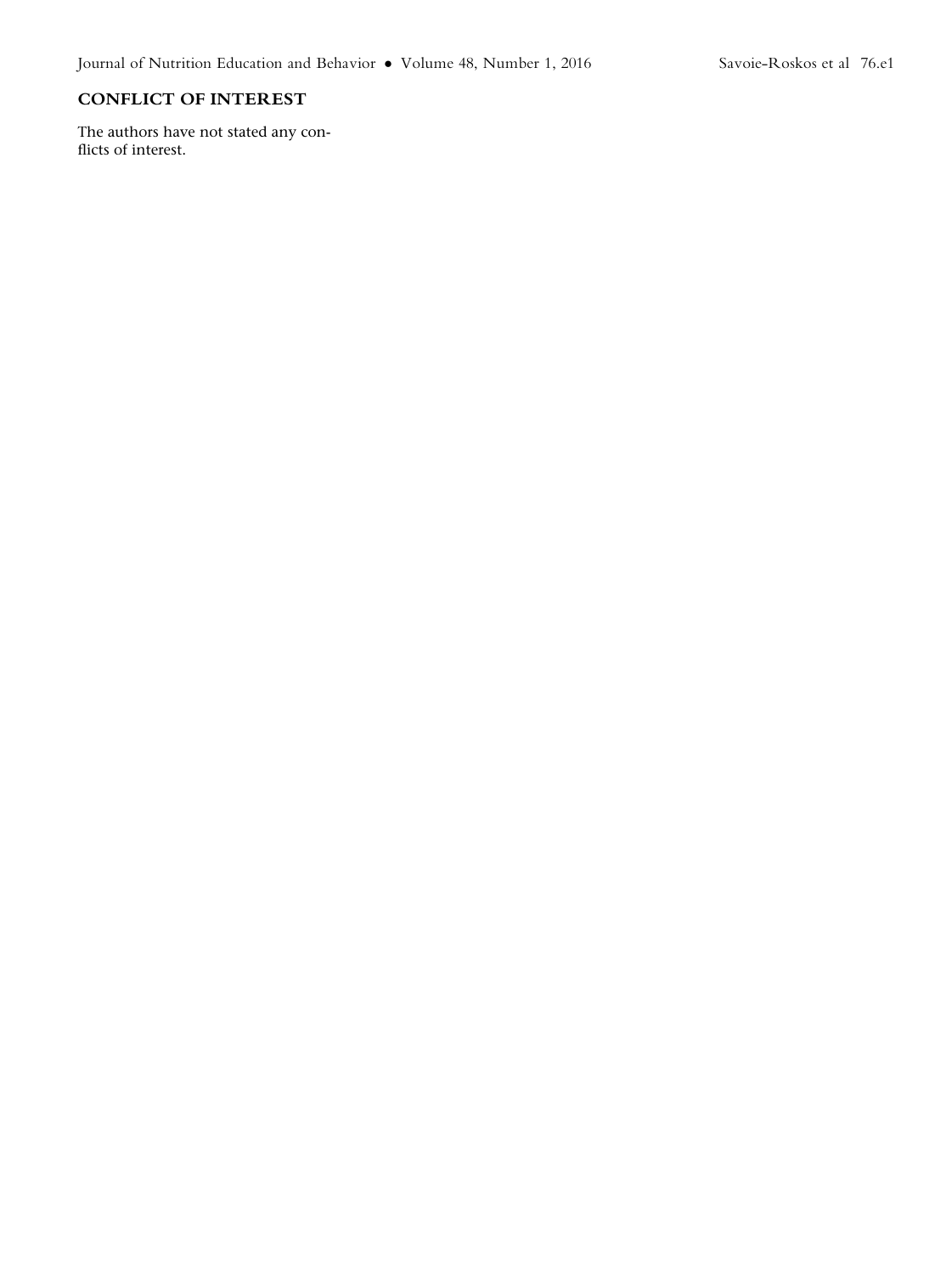## CONFLICT OF INTEREST

The authors have not stated any conflicts of interest.